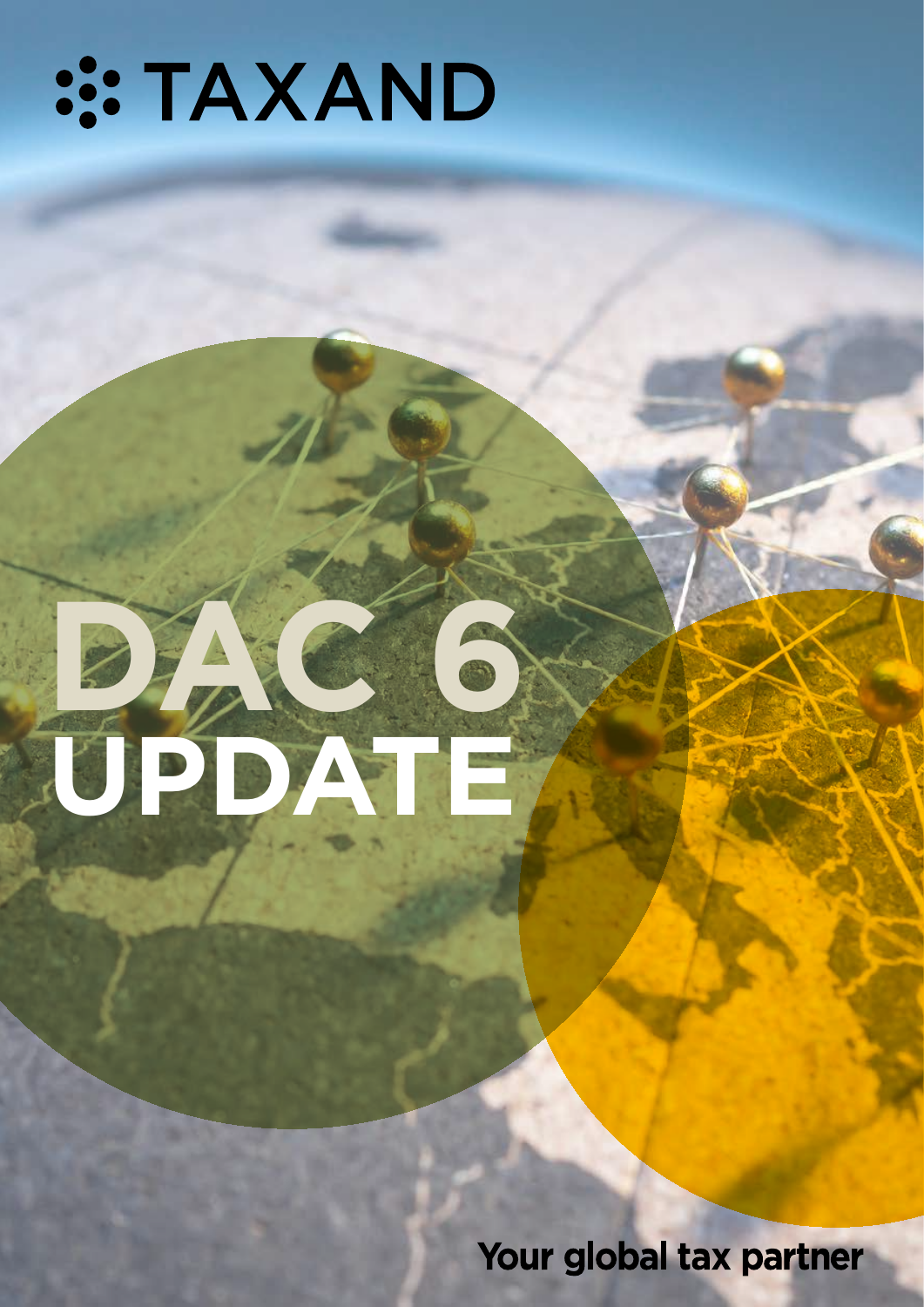TAXAND

# DAC 6 UPDATE

Your global tax partner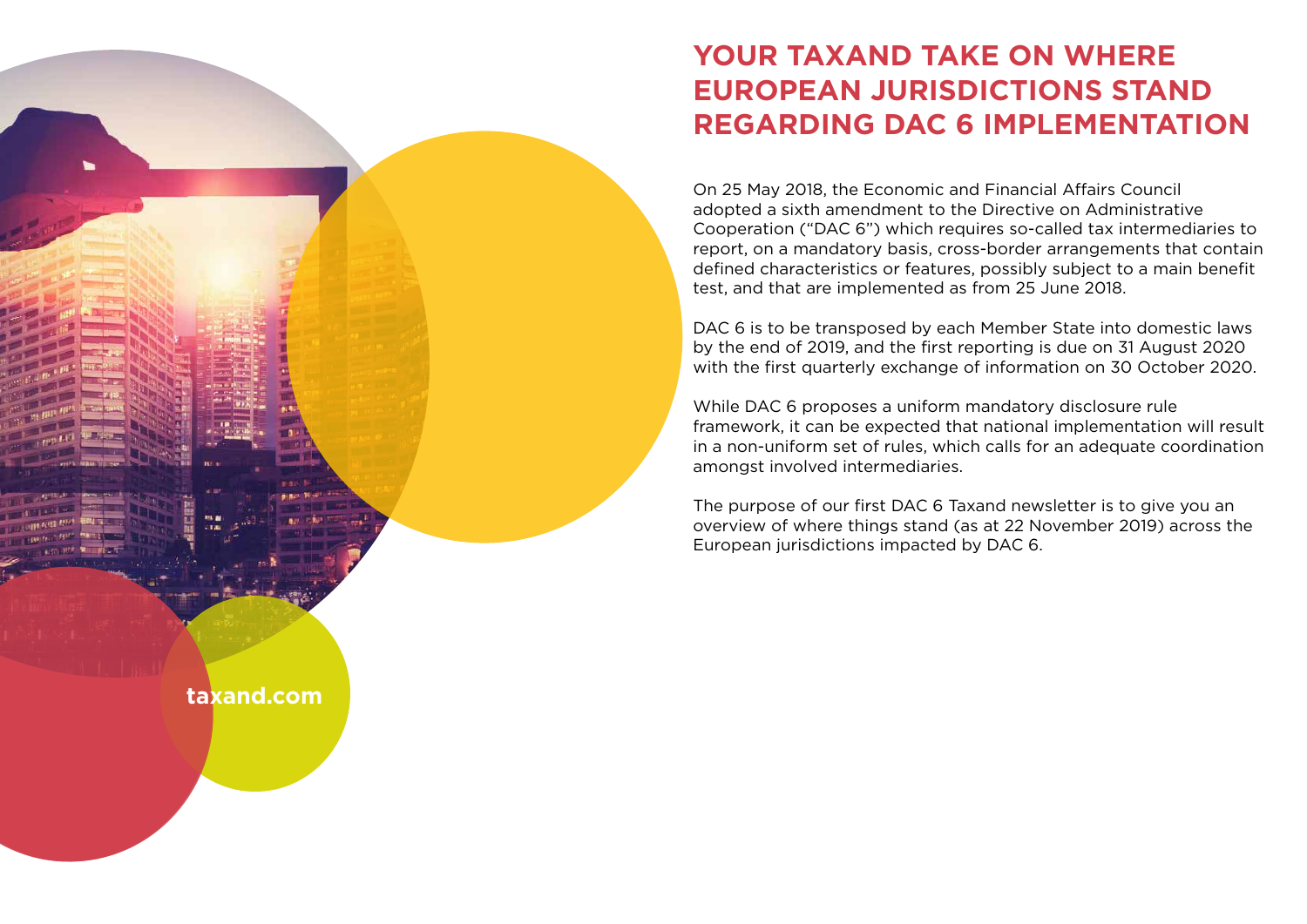# YOUR TAXAND TAKE ON WHERE EUROPEAN JURISDICTIONS STAND REGARDING DAC 6 IMPLEMENTATION

On 25 May 2018, the Economic and Financial Affairs Council adopted a sixth amendment to the Directive on Administrative Cooperation ("DAC 6") which requires so-called tax intermediaries to report, on a mandatory basis, cross-border arrangements that contain defined characteristics or features, possibly subject to a main benefit test, and that are implemented as from 25 June 2018.

DAC 6 is to be transposed by each Member State into domestic laws by the end of 2019, and the first reporting is due on 31 August 2020 with the first quarterly exchange of information on 30 October 2020.

While DAC 6 proposes a uniform mandatory disclosure rule framework, it can be expected that national implementation will result in a non-uniform set of rules, which calls for an adequate coordination amongst involved intermediaries.

The purpose of our first DAC 6 Taxand newsletter is to give you an overview of where things stand (as at 22 November 2019) across the European jurisdictions impacted by DAC 6.

taxand.com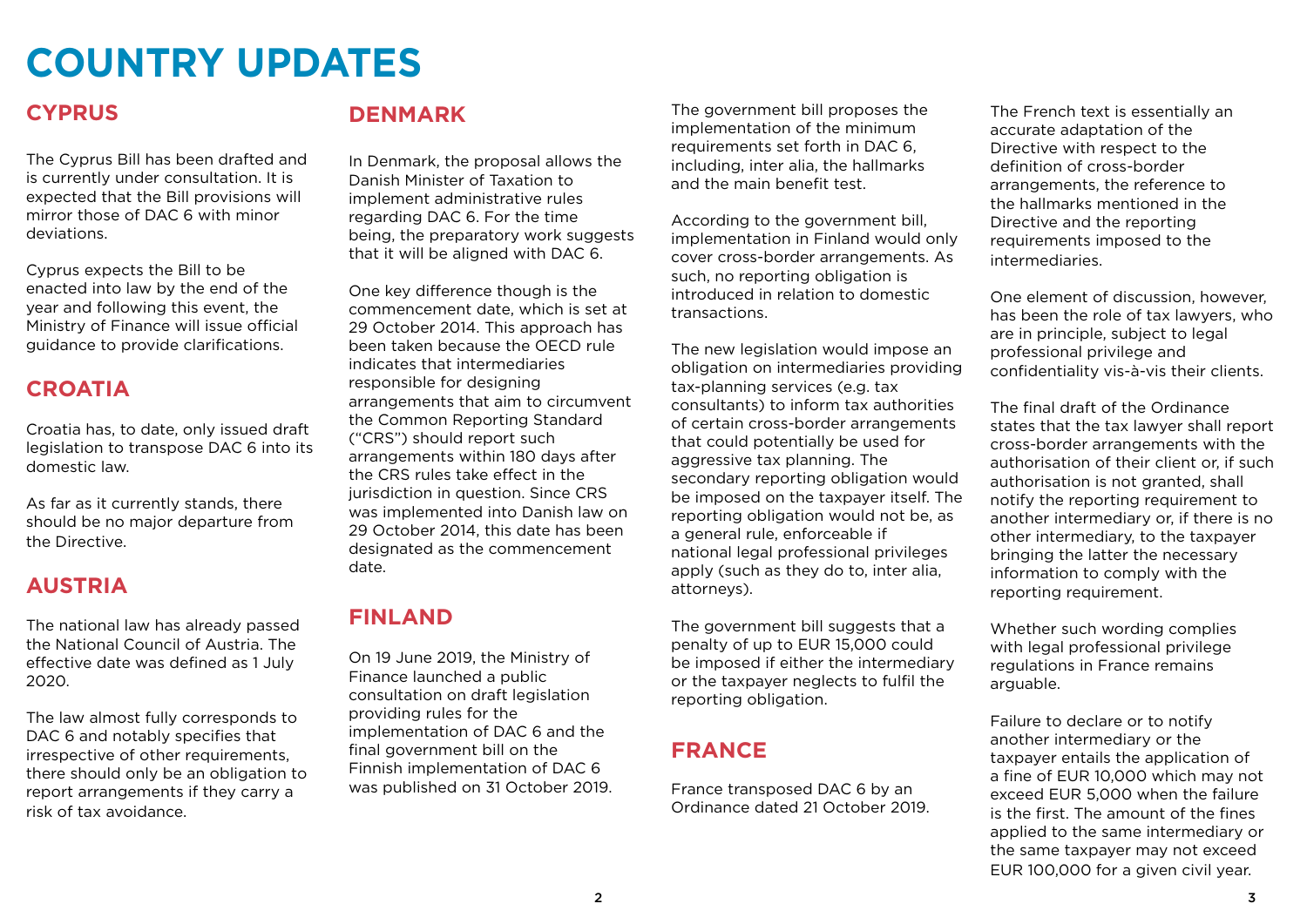# COUNTRY UPDATES

## CYPRUS

The Cyprus Bill has been drafted and is currently under consultation. It is expected that the Bill provisions will mirror those of DAC 6 with minor deviations.

Cyprus expects the Bill to be enacted into law by the end of the year and following this event, the Ministry of Finance will issue official guidance to provide clarifications.

## CROATIA

Croatia has, to date, only issued draft legislation to transpose DAC 6 into its domestic law.

As far as it currently stands, there should be no major departure from the Directive.

## AUSTRIA

The national law has already passed the National Council of Austria. The effective date was defined as 1 July 2020.

The law almost fully corresponds to DAC 6 and notably specifies that irrespective of other requirements, there should only be an obligation to report arrangements if they carry a risk of tax avoidance.

## DENMARK

In Denmark, the proposal allows the Danish Minister of Taxation to implement administrative rules regarding DAC 6. For the time being, the preparatory work suggests that it will be aligned with DAC 6.

One key difference though is the commencement date, which is set at 29 October 2014. This approach has been taken because the OECD rule indicates that intermediaries responsible for designing arrangements that aim to circumvent the Common Reporting Standard ("CRS") should report such arrangements within 180 days after the CRS rules take effect in the jurisdiction in question. Since CRS was implemented into Danish law on 29 October 2014, this date has been designated as the commencement date.

## FINLAND

On 19 June 2019, the Ministry of Finance launched a public consultation on draft legislation providing rules for the implementation of DAC 6 and the final government bill on the Finnish implementation of DAC 6 was published on 31 October 2019.

The government bill proposes the implementation of the minimum requirements set forth in DAC 6, including, inter alia, the hallmarks and the main benefit test.

According to the government bill, implementation in Finland would only cover cross-border arrangements. As such, no reporting obligation is introduced in relation to domestic transactions.

The new legislation would impose an obligation on intermediaries providing tax-planning services (e.g. tax consultants) to inform tax authorities of certain cross-border arrangements that could potentially be used for aggressive tax planning. The secondary reporting obligation would be imposed on the taxpayer itself. The reporting obligation would not be, as a general rule, enforceable if national legal professional privileges apply (such as they do to, inter alia, attorneys).

The government bill suggests that a penalty of up to EUR 15,000 could be imposed if either the intermediary or the taxpayer neglects to fulfil the reporting obligation.

## FRANCE

France transposed DAC 6 by an Ordinance dated 21 October 2019.

The French text is essentially an accurate adaptation of the Directive with respect to the definition of cross-border arrangements, the reference to the hallmarks mentioned in the Directive and the reporting requirements imposed to the intermediaries.

One element of discussion, however, has been the role of tax lawyers, who are in principle, subject to legal professional privilege and confidentiality vis-à-vis their clients.

The final draft of the Ordinance states that the tax lawyer shall report cross-border arrangements with the authorisation of their client or, if such authorisation is not granted, shall notify the reporting requirement to another intermediary or, if there is no other intermediary, to the taxpayer bringing the latter the necessary information to comply with the reporting requirement.

Whether such wording complies with legal professional privilege regulations in France remains arguable.

Failure to declare or to notify another intermediary or the taxpayer entails the application of a fine of EUR 10,000 which may not exceed EUR 5,000 when the failure is the first. The amount of the fines applied to the same intermediary or the same taxpayer may not exceed EUR 100,000 for a given civil year.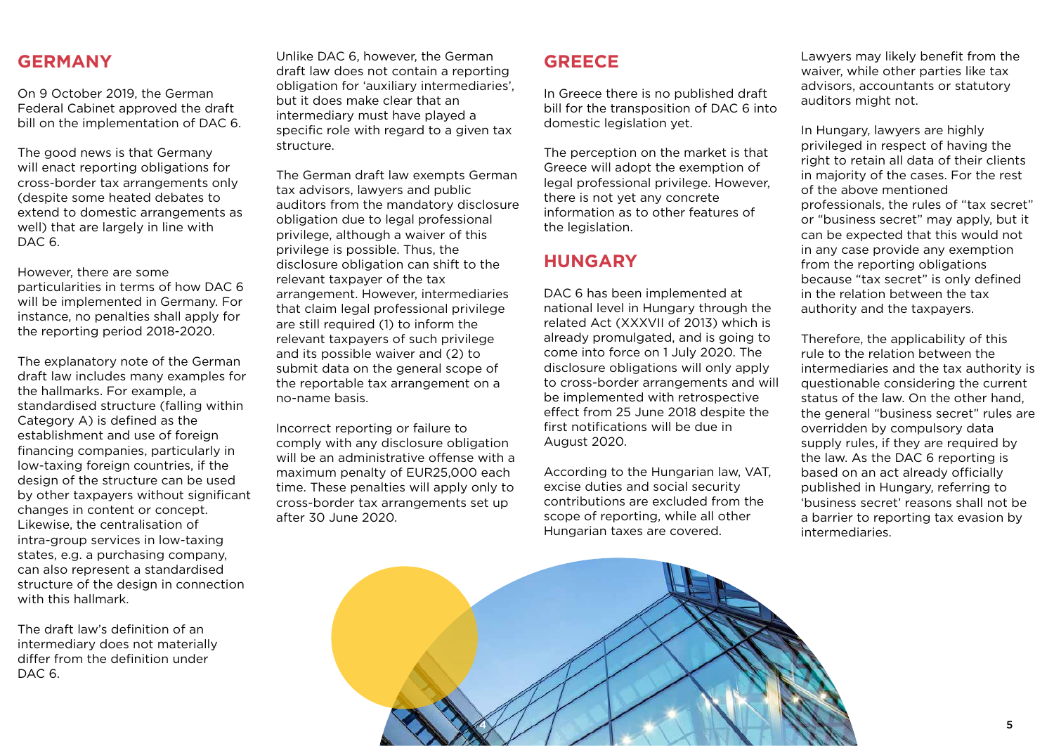## GERMANY

On 9 October 2019, the German Federal Cabinet approved the draft bill on the implementation of DAC 6.

The good news is that Germany will enact reporting obligations for cross-border tax arrangements only (despite some heated debates to extend to domestic arrangements as well) that are largely in line with DAC 6.

However, there are some particularities in terms of how DAC 6 will be implemented in Germany. For instance, no penalties shall apply for the reporting period 2018-2020.

The explanatory note of the German draft law includes many examples for the hallmarks. For example, a standardised structure (falling within Category A) is defined as the establishment and use of foreign financing companies, particularly in low-taxing foreign countries, if the design of the structure can be used by other taxpayers without significant changes in content or concept. Likewise, the centralisation of intra-group services in low-taxing states, e.g. a purchasing company, can also represent a standardised structure of the design in connection with this hallmark.

The draft law's definition of an intermediary does not materially differ from the definition under DAC 6.

Unlike DAC 6, however, the German draft law does not contain a reporting obligation for 'auxiliary intermediaries', but it does make clear that an intermediary must have played a specific role with regard to a given tax structure.

The German draft law exempts German tax advisors, lawyers and public auditors from the mandatory disclosure obligation due to legal professional privilege, although a waiver of this privilege is possible. Thus, the disclosure obligation can shift to the relevant taxpayer of the tax arrangement. However, intermediaries that claim legal professional privilege are still required (1) to inform the relevant taxpayers of such privilege and its possible waiver and (2) to submit data on the general scope of the reportable tax arrangement on a no-name basis.

Incorrect reporting or failure to comply with any disclosure obligation will be an administrative offense with a maximum penalty of EUR25,000 each time. These penalties will apply only to cross-border tax arrangements set up after 30 June 2020.

## GREECE

In Greece there is no published draft bill for the transposition of DAC 6 into domestic legislation yet.

The perception on the market is that Greece will adopt the exemption of legal professional privilege. However, there is not yet any concrete information as to other features of the legislation.

## HUNGARY

DAC 6 has been implemented at national level in Hungary through the related Act (XXXVII of 2013) which is already promulgated, and is going to come into force on 1 July 2020. The disclosure obligations will only apply to cross-border arrangements and will be implemented with retrospective effect from 25 June 2018 despite the first notifications will be due in August 2020.

According to the Hungarian law, VAT, excise duties and social security contributions are excluded from the scope of reporting, while all other Hungarian taxes are covered.

Lawyers may likely benefit from the waiver, while other parties like tax advisors, accountants or statutory auditors might not.

In Hungary, lawyers are highly privileged in respect of having the right to retain all data of their clients in majority of the cases. For the rest of the above mentioned professionals, the rules of "tax secret" or "business secret" may apply, but it can be expected that this would not in any case provide any exemption from the reporting obligations because "tax secret" is only defined in the relation between the tax authority and the taxpayers.

Therefore, the applicability of this rule to the relation between the intermediaries and the tax authority is questionable considering the current status of the law. On the other hand, the general "business secret" rules are overridden by compulsory data supply rules, if they are required by the law. As the DAC 6 reporting is based on an act already officially published in Hungary, referring to 'business secret' reasons shall not be a barrier to reporting tax evasion by intermediaries.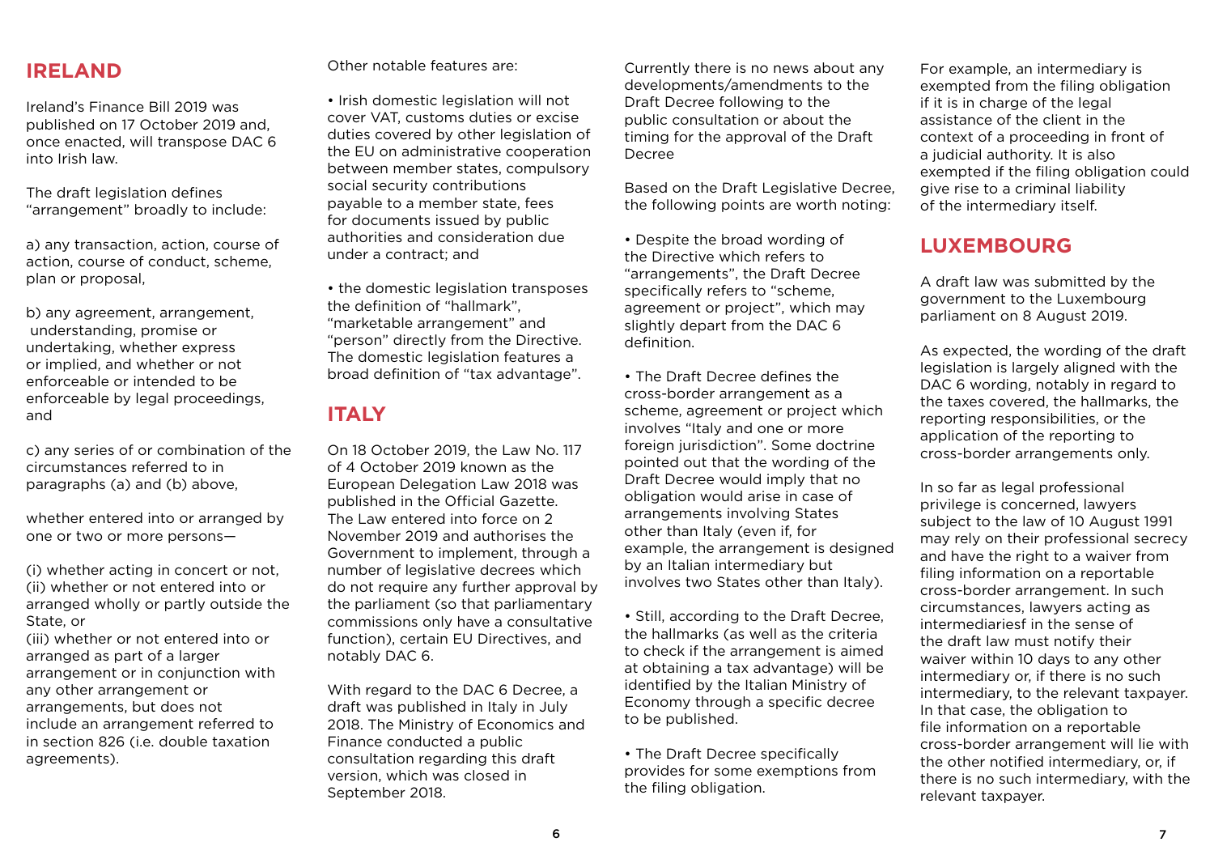## IRELAND

Ireland's Finance Bill 2019 was published on 17 October 2019 and, once enacted, will transpose DAC 6 into Irish law.

The draft legislation defines "arrangement" broadly to include:

a) any transaction, action, course of action, course of conduct, scheme, plan or proposal,

b) any agreement, arrangement, understanding, promise or undertaking, whether express or implied, and whether or not enforceable or intended to be enforceable by legal proceedings, and

c) any series of or combination of the circumstances referred to in paragraphs (a) and (b) above,

whether entered into or arranged by one or two or more persons—

(i) whether acting in concert or not,
(ii) whether or not entered into or arranged wholly or partly outside the State, or
(iii) whether or not entered into or arranged as part of a larger arrangement or in conjunction with any other arrangement or arrangements, but does not include an arrangement referred to in section 826 (i.e. double taxation agreements).

Other notable features are:

- Irish domestic legislation will not cover VAT, customs duties or excise duties covered by other legislation of the EU on administrative cooperation between member states, compulsory social security contributions payable to a member state, fees for documents issued by public authorities and consideration due under a contract; and

- the domestic legislation transposes the definition of "hallmark", "marketable arrangement" and "person" directly from the Directive. The domestic legislation features a broad definition of "tax advantage".

## ITALY

On 18 October 2019, the Law No. 117 of 4 October 2019 known as the European Delegation Law 2018 was published in the Official Gazette. The Law entered into force on 2 November 2019 and authorises the Government to implement, through a number of legislative decrees which do not require any further approval by the parliament (so that parliamentary commissions only have a consultative function), certain EU Directives, and notably DAC 6.

With regard to the DAC 6 Decree, a draft was published in Italy in July 2018. The Ministry of Economics and Finance conducted a public consultation regarding this draft version, which was closed in September 2018.

Currently there is no news about any developments/amendments to the Draft Decree following to the public consultation or about the timing for the approval of the Draft Decree

Based on the Draft Legislative Decree, the following points are worth noting:

- Despite the broad wording of the Directive which refers to "arrangements", the Draft Decree specifically refers to "scheme, agreement or project", which may slightly depart from the DAC 6 definition.

- The Draft Decree defines the cross-border arrangement as a scheme, agreement or project which involves "Italy and one or more foreign jurisdiction". Some doctrine pointed out that the wording of the Draft Decree would imply that no obligation would arise in case of arrangements involving States other than Italy (even if, for example, the arrangement is designed by an Italian intermediary but involves two States other than Italy).

- Still, according to the Draft Decree, the hallmarks (as well as the criteria to check if the arrangement is aimed at obtaining a tax advantage) will be identified by the Italian Ministry of Economy through a specific decree to be published.

- The Draft Decree specifically provides for some exemptions from the filing obligation.

For example, an intermediary is exempted from the filing obligation if it is in charge of the legal assistance of the client in the context of a proceeding in front of a judicial authority. It is also exempted if the filing obligation could give rise to a criminal liability of the intermediary itself.

## LUXEMBOURG

A draft law was submitted by the government to the Luxembourg parliament on 8 August 2019.

As expected, the wording of the draft legislation is largely aligned with the DAC 6 wording, notably in regard to the taxes covered, the hallmarks, the reporting responsibilities, or the application of the reporting to cross-border arrangements only.

In so far as legal professional privilege is concerned, lawyers subject to the law of 10 August 1991 may rely on their professional secrecy and have the right to a waiver from filing information on a reportable cross-border arrangement. In such circumstances, lawyers acting as intermediariesf in the sense of the draft law must notify their waiver within 10 days to any other intermediary or, if there is no such intermediary, to the relevant taxpayer. In that case, the obligation to file information on a reportable cross-border arrangement will lie with the other notified intermediary, or, if there is no such intermediary, with the relevant taxpayer.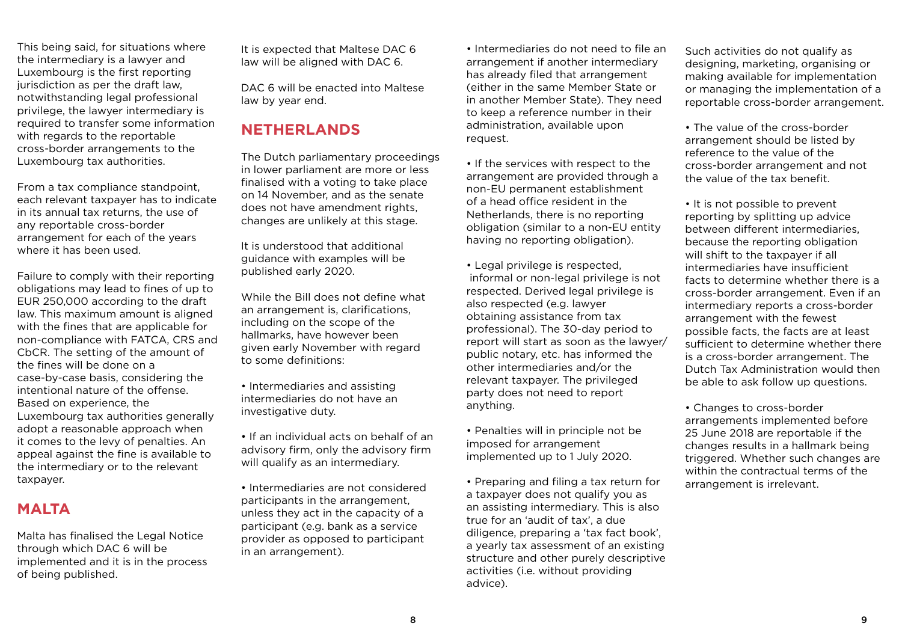This being said, for situations where the intermediary is a lawyer and Luxembourg is the first reporting jurisdiction as per the draft law, notwithstanding legal professional privilege, the lawyer intermediary is required to transfer some information with regards to the reportable cross-border arrangements to the Luxembourg tax authorities.

From a tax compliance standpoint, each relevant taxpayer has to indicate in its annual tax returns, the use of any reportable cross-border arrangement for each of the years where it has been used.

Failure to comply with their reporting obligations may lead to fines of up to EUR 250,000 according to the draft law. This maximum amount is aligned with the fines that are applicable for non-compliance with FATCA, CRS and CbCR. The setting of the amount of the fines will be done on a case-by-case basis, considering the intentional nature of the offense. Based on experience, the Luxembourg tax authorities generally adopt a reasonable approach when it comes to the levy of penalties. An appeal against the fine is available to the intermediary or to the relevant taxpayer.

## MALTA

Malta has finalised the Legal Notice through which DAC 6 will be implemented and it is in the process of being published.

It is expected that Maltese DAC 6 law will be aligned with DAC 6.

DAC 6 will be enacted into Maltese law by year end.

## NETHERLANDS

The Dutch parliamentary proceedings in lower parliament are more or less finalised with a voting to take place on 14 November, and as the senate does not have amendment rights, changes are unlikely at this stage.

It is understood that additional guidance with examples will be published early 2020.

While the Bill does not define what an arrangement is, clarifications, including on the scope of the hallmarks, have however been given early November with regard to some definitions:

- Intermediaries and assisting intermediaries do not have an investigative duty.
- If an individual acts on behalf of an advisory firm, only the advisory firm will qualify as an intermediary.
- Intermediaries are not considered participants in the arrangement, unless they act in the capacity of a participant (e.g. bank as a service provider as opposed to participant in an arrangement).
- Intermediaries do not need to file an arrangement if another intermediary has already filed that arrangement (either in the same Member State or in another Member State). They need to keep a reference number in their administration, available upon request.
- If the services with respect to the arrangement are provided through a non-EU permanent establishment of a head office resident in the Netherlands, there is no reporting obligation (similar to a non-EU entity having no reporting obligation).
- Legal privilege is respected, informal or non-legal privilege is not respected. Derived legal privilege is also respected (e.g. lawyer obtaining assistance from tax professional). The 30-day period to report will start as soon as the lawyer/public notary, etc. has informed the other intermediaries and/or the relevant taxpayer. The privileged party does not need to report anything.
- Penalties will in principle not be imposed for arrangement implemented up to 1 July 2020.
- Preparing and filing a tax return for a taxpayer does not qualify you as an assisting intermediary. This is also true for an 'audit of tax', a due diligence, preparing a 'tax fact book', a yearly tax assessment of an existing structure and other purely descriptive activities (i.e. without providing advice).

Such activities do not qualify as designing, marketing, organising or making available for implementation or managing the implementation of a reportable cross-border arrangement.

- The value of the cross-border arrangement should be listed by reference to the value of the cross-border arrangement and not the value of the tax benefit.
- It is not possible to prevent reporting by splitting up advice between different intermediaries, because the reporting obligation will shift to the taxpayer if all intermediaries have insufficient facts to determine whether there is a cross-border arrangement. Even if an intermediary reports a cross-border arrangement with the fewest possible facts, the facts are at least sufficient to determine whether there is a cross-border arrangement. The Dutch Tax Administration would then be able to ask follow up questions.
- Changes to cross-border arrangements implemented before 25 June 2018 are reportable if the changes results in a hallmark being triggered. Whether such changes are within the contractual terms of the arrangement is irrelevant.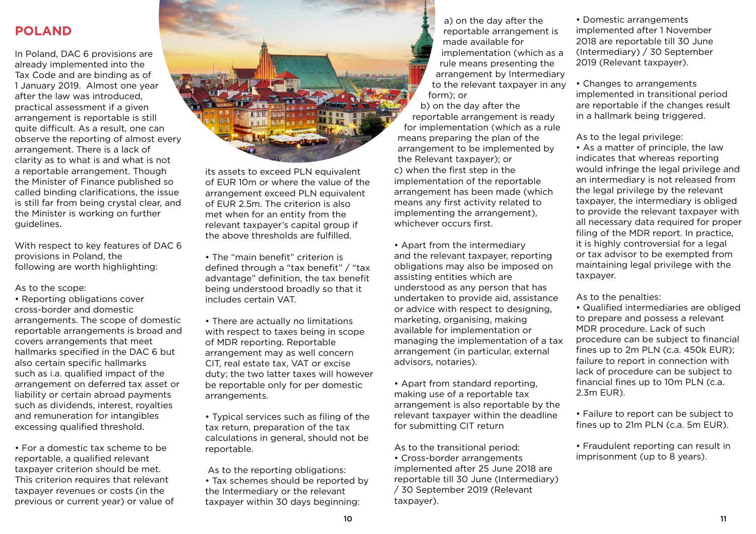## POLAND

In Poland, DAC 6 provisions are already implemented into the Tax Code and are binding as of 1 January 2019. Almost one year after the law was introduced, practical assessment if a given arrangement is reportable is still quite difficult. As a result, one can observe the reporting of almost every arrangement. There is a lack of clarity as to what is and what is not a reportable arrangement. Though the Minister of Finance published so called binding clarifications, the issue is still far from being crystal clear, and the Minister is working on further guidelines.

With respect to key features of DAC 6 provisions in Poland, the following are worth highlighting:

As to the scope:

- Reporting obligations cover cross-border and domestic arrangements. The scope of domestic reportable arrangements is broad and covers arrangements that meet hallmarks specified in the DAC 6 but also certain specific hallmarks such as i.a. qualified impact of the arrangement on deferred tax asset or liability or certain abroad payments such as dividends, interest, royalties and remuneration for intangibles excessing qualified threshold.

- For a domestic tax scheme to be reportable, a qualified relevant taxpayer criterion should be met. This criterion requires that relevant taxpayer revenues or costs (in the previous or current year) or value of its assets to exceed PLN equivalent of EUR 10m or where the value of the arrangement exceed PLN equivalent of EUR 2.5m. The criterion is also met when for an entity from the relevant taxpayer's capital group if the above thresholds are fulfilled.

- The "main benefit" criterion is defined through a "tax benefit" / "tax advantage" definition, the tax benefit being understood broadly so that it includes certain VAT.

- There are actually no limitations with respect to taxes being in scope of MDR reporting. Reportable arrangement may as well concern CIT, real estate tax, VAT or excise duty; the two latter taxes will however be reportable only for per domestic arrangements.

- Typical services such as filing of the tax return, preparation of the tax calculations in general, should not be reportable.

As to the reporting obligations:

- Tax schemes should be reported by the Intermediary or the relevant taxpayer within 30 days beginning:

  a) on the day after the reportable arrangement is made available for implementation (which as a rule means presenting the arrangement by Intermediary to the relevant taxpayer in any form); or

  b) on the day after the reportable arrangement is ready for implementation (which as a rule means preparing the plan of the arrangement to be implemented by the Relevant taxpayer); or

  c) when the first step in the implementation of the reportable arrangement has been made (which means any first activity related to implementing the arrangement), whichever occurs first.

- Apart from the intermediary and the relevant taxpayer, reporting obligations may also be imposed on assisting entities which are understood as any person that has undertaken to provide aid, assistance or advice with respect to designing, marketing, organising, making available for implementation or managing the implementation of a tax arrangement (in particular, external advisors, notaries).

- Apart from standard reporting, making use of a reportable tax arrangement is also reportable by the relevant taxpayer within the deadline for submitting CIT return

As to the transitional period:

- Cross-border arrangements implemented after 25 June 2018 are reportable till 30 June (Intermediary) / 30 September 2019 (Relevant taxpayer).

- Domestic arrangements implemented after 1 November 2018 are reportable till 30 June (Intermediary) / 30 September 2019 (Relevant taxpayer).

- Changes to arrangements implemented in transitional period are reportable if the changes result in a hallmark being triggered.

As to the legal privilege:

- As a matter of principle, the law indicates that whereas reporting would infringe the legal privilege and an intermediary is not released from the legal privilege by the relevant taxpayer, the intermediary is obliged to provide the relevant taxpayer with all necessary data required for proper filing of the MDR report. In practice, it is highly controversial for a legal or tax advisor to be exempted from maintaining legal privilege with the taxpayer.

As to the penalties:

- Qualified intermediaries are obliged to prepare and possess a relevant MDR procedure. Lack of such procedure can be subject to financial fines up to 2m PLN (c.a. 450k EUR); failure to report in connection with lack of procedure can be subject to financial fines up to 10m PLN (c.a. 2.3m EUR).

- Failure to report can be subject to fines up to 21m PLN (c.a. 5m EUR).

- Fraudulent reporting can result in imprisonment (up to 8 years).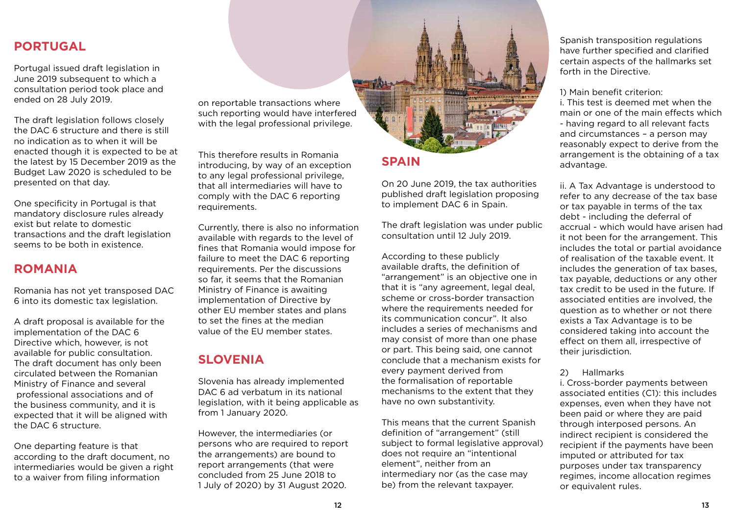## PORTUGAL

Portugal issued draft legislation in June 2019 subsequent to which a consultation period took place and ended on 28 July 2019.

The draft legislation follows closely the DAC 6 structure and there is still no indication as to when it will be enacted though it is expected to be at the latest by 15 December 2019 as the Budget Law 2020 is scheduled to be presented on that day.

One specificity in Portugal is that mandatory disclosure rules already exist but relate to domestic transactions and the draft legislation seems to be both in existence.

## ROMANIA

Romania has not yet transposed DAC 6 into its domestic tax legislation.

A draft proposal is available for the implementation of the DAC 6 Directive which, however, is not available for public consultation. The draft document has only been circulated between the Romanian Ministry of Finance and several professional associations and of the business community, and it is expected that it will be aligned with the DAC 6 structure.

One departing feature is that according to the draft document, no intermediaries would be given a right to a waiver from filing information on reportable transactions where such reporting would have interfered with the legal professional privilege.

This therefore results in Romania introducing, by way of an exception to any legal professional privilege, that all intermediaries will have to comply with the DAC 6 reporting requirements.

Currently, there is also no information available with regards to the level of fines that Romania would impose for failure to meet the DAC 6 reporting requirements. Per the discussions so far, it seems that the Romanian Ministry of Finance is awaiting implementation of Directive by other EU member states and plans to set the fines at the median value of the EU member states.

## SLOVENIA

Slovenia has already implemented DAC 6 ad verbatum in its national legislation, with it being applicable as from 1 January 2020.

However, the intermediaries (or persons who are required to report the arrangements) are bound to report arrangements (that were concluded from 25 June 2018 to 1 July of 2020) by 31 August 2020.

## SPAIN

On 20 June 2019, the tax authorities published draft legislation proposing to implement DAC 6 in Spain.

The draft legislation was under public consultation until 12 July 2019.

According to these publicly available drafts, the definition of "arrangement" is an objective one in that it is "any agreement, legal deal, scheme or cross-border transaction where the requirements needed for its communication concur". It also includes a series of mechanisms and may consist of more than one phase or part. This being said, one cannot conclude that a mechanism exists for every payment derived from the formalisation of reportable mechanisms to the extent that they have no own substantivity.

This means that the current Spanish definition of "arrangement" (still subject to formal legislative approval) does not require an "intentional element", neither from an intermediary nor (as the case may be) from the relevant taxpayer.

Spanish transposition regulations have further specified and clarified certain aspects of the hallmarks set forth in the Directive.

1) Main benefit criterion:

i. This test is deemed met when the main or one of the main effects which - having regard to all relevant facts and circumstances – a person may reasonably expect to derive from the arrangement is the obtaining of a tax advantage.

ii. A Tax Advantage is understood to refer to any decrease of the tax base or tax payable in terms of the tax debt - including the deferral of accrual - which would have arisen had it not been for the arrangement. This includes the total or partial avoidance of realisation of the taxable event. It includes the generation of tax bases, tax payable, deductions or any other tax credit to be used in the future. If associated entities are involved, the question as to whether or not there exists a Tax Advantage is to be considered taking into account the effect on them all, irrespective of their jurisdiction.

2) Hallmarks

i. Cross-border payments between associated entities (C1): this includes expenses, even when they have not been paid or where they are paid through interposed persons. An indirect recipient is considered the recipient if the payments have been imputed or attributed for tax purposes under tax transparency regimes, income allocation regimes or equivalent rules.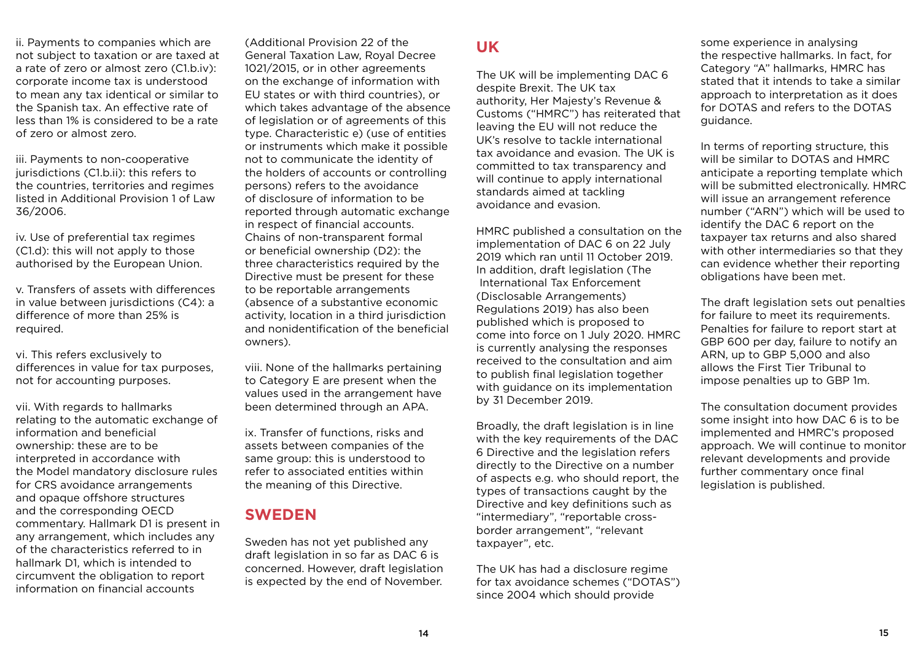ii. Payments to companies which are not subject to taxation or are taxed at a rate of zero or almost zero (C1.b.iv): corporate income tax is understood to mean any tax identical or similar to the Spanish tax. An effective rate of less than 1% is considered to be a rate of zero or almost zero.

iii. Payments to non-cooperative jurisdictions (C1.b.ii): this refers to the countries, territories and regimes listed in Additional Provision 1 of Law 36/2006.

iv. Use of preferential tax regimes (C1.d): this will not apply to those authorised by the European Union.

v. Transfers of assets with differences in value between jurisdictions (C4): a difference of more than 25% is required.

vi. This refers exclusively to differences in value for tax purposes, not for accounting purposes.

vii. With regards to hallmarks relating to the automatic exchange of information and beneficial ownership: these are to be interpreted in accordance with the Model mandatory disclosure rules for CRS avoidance arrangements and opaque offshore structures and the corresponding OECD commentary. Hallmark D1 is present in any arrangement, which includes any of the characteristics referred to in hallmark D1, which is intended to circumvent the obligation to report information on financial accounts (Additional Provision 22 of the General Taxation Law, Royal Decree 1021/2015, or in other agreements on the exchange of information with EU states or with third countries), or which takes advantage of the absence of legislation or of agreements of this type. Characteristic e) (use of entities or instruments which make it possible not to communicate the identity of the holders of accounts or controlling persons) refers to the avoidance of disclosure of information to be reported through automatic exchange in respect of financial accounts. Chains of non-transparent formal or beneficial ownership (D2): the three characteristics required by the Directive must be present for these to be reportable arrangements (absence of a substantive economic activity, location in a third jurisdiction and nonidentification of the beneficial owners).

viii. None of the hallmarks pertaining to Category E are present when the values used in the arrangement have been determined through an APA.

ix. Transfer of functions, risks and assets between companies of the same group: this is understood to refer to associated entities within the meaning of this Directive.

## SWEDEN

Sweden has not yet published any draft legislation in so far as DAC 6 is concerned. However, draft legislation is expected by the end of November.

## UK

The UK will be implementing DAC 6 despite Brexit. The UK tax authority, Her Majesty's Revenue & Customs ("HMRC") has reiterated that leaving the EU will not reduce the UK's resolve to tackle international tax avoidance and evasion. The UK is committed to tax transparency and will continue to apply international standards aimed at tackling avoidance and evasion.

HMRC published a consultation on the implementation of DAC 6 on 22 July 2019 which ran until 11 October 2019. In addition, draft legislation (The International Tax Enforcement (Disclosable Arrangements) Regulations 2019) has also been published which is proposed to come into force on 1 July 2020. HMRC is currently analysing the responses received to the consultation and aim to publish final legislation together with guidance on its implementation by 31 December 2019.

Broadly, the draft legislation is in line with the key requirements of the DAC 6 Directive and the legislation refers directly to the Directive on a number of aspects e.g. who should report, the types of transactions caught by the Directive and key definitions such as "intermediary", "reportable cross-border arrangement", "relevant taxpayer", etc.

The UK has had a disclosure regime for tax avoidance schemes ("DOTAS") since 2004 which should provide some experience in analysing the respective hallmarks. In fact, for Category "A" hallmarks, HMRC has stated that it intends to take a similar approach to interpretation as it does for DOTAS and refers to the DOTAS guidance.

In terms of reporting structure, this will be similar to DOTAS and HMRC anticipate a reporting template which will be submitted electronically. HMRC will issue an arrangement reference number ("ARN") which will be used to identify the DAC 6 report on the taxpayer tax returns and also shared with other intermediaries so that they can evidence whether their reporting obligations have been met.

The draft legislation sets out penalties for failure to meet its requirements. Penalties for failure to report start at GBP 600 per day, failure to notify an ARN, up to GBP 5,000 and also allows the First Tier Tribunal to impose penalties up to GBP 1m.

The consultation document provides some insight into how DAC 6 is to be implemented and HMRC's proposed approach. We will continue to monitor relevant developments and provide further commentary once final legislation is published.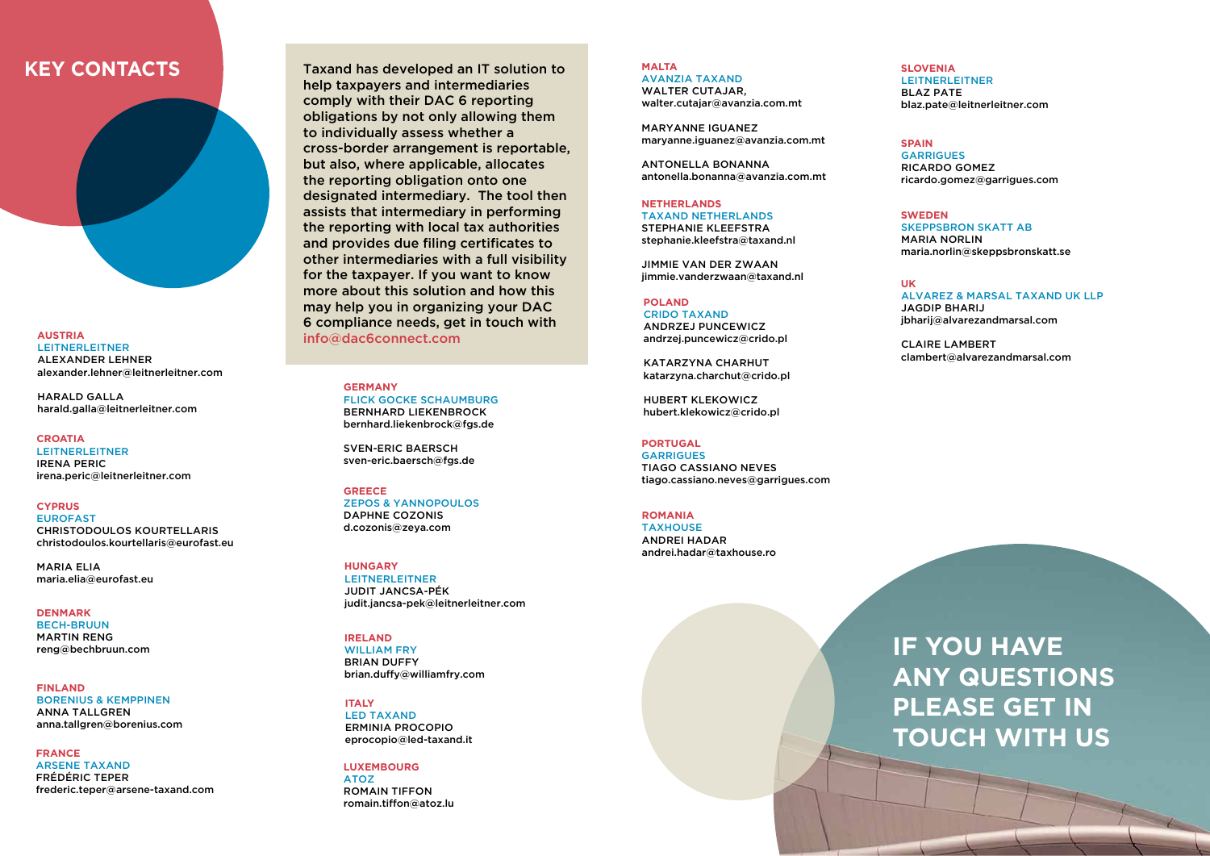## KEY CONTACTS

Taxand has developed an IT solution to help taxpayers and intermediaries comply with their DAC 6 reporting obligations by not only allowing them to individually assess whether a cross-border arrangement is reportable, but also, where applicable, allocates the reporting obligation onto one designated intermediary. The tool then assists that intermediary in performing the reporting with local tax authorities and provides due filing certificates to other intermediaries with a full visibility for the taxpayer. If you want to know more about this solution and how this may help you in organizing your DAC 6 compliance needs, get in touch with info@dac6connect.com

**AUSTRIA**
LEITNERLEITNER
ALEXANDER LEHNER
alexander.lehner@leitnerleitner.com

HARALD GALLA
harald.galla@leitnerleitner.com

**CROATIA**
LEITNERLEITNER
IRENA PERIC
irena.peric@leitnerleitner.com

**CYPRUS**
EUROFAST
CHRISTODOULOS KOURTELLARIS
christodoulos.kourtellaris@eurofast.eu

MARIA ELIA
maria.elia@eurofast.eu

**DENMARK**
BECH-BRUUN
MARTIN RENG
reng@bechbruun.com

**FINLAND**
BORENIUS & KEMPPINEN
ANNA TALLGREN
anna.tallgren@borenius.com

**FRANCE**
ARSENE TAXAND
FRÉDÉRIC TEPER
frederic.teper@arsene-taxand.com

**GERMANY**
FLICK GOCKE SCHAUMBURG
BERNHARD LIEKENBROCK
bernhard.liekenbrock@fgs.de

SVEN-ERIC BAERSCH
sven-eric.baersch@fgs.de

**GREECE**
ZEPOS & YANNOPOULOS
DAPHNE COZONIS
d.cozonis@zeya.com

**HUNGARY**
LEITNERLEITNER
JUDIT JANCSA-PÉK
judit.jancsa-pek@leitnerleitner.com

**IRELAND**
WILLIAM FRY
BRIAN DUFFY
brian.duffy@williamfry.com

**ITALY**
LED TAXAND
ERMINIA PROCOPIO
eprocopio@led-taxand.it

**LUXEMBOURG**
ATOZ
ROMAIN TIFFON
romain.tiffon@atoz.lu

**MALTA**
AVANZIA TAXAND
WALTER CUTAJAR,
walter.cutajar@avanzia.com.mt

MARYANNE IGUANEZ
maryanne.iguanez@avanzia.com.mt

ANTONELLA BONANNA
antonella.bonanna@avanzia.com.mt

**NETHERLANDS**
TAXAND NETHERLANDS
STEPHANIE KLEEFSTRA
stephanie.kleefstra@taxand.nl

JIMMIE VAN DER ZWAAN
jimmie.vanderzwaan@taxand.nl

**POLAND**
CRIDO TAXAND
ANDRZEJ PUNCEWICZ
andrzej.puncewicz@crido.pl

KATARZYNA CHARHUT
katarzyna.charchut@crido.pl

HUBERT KLEKOWICZ
hubert.klekowicz@crido.pl

**PORTUGAL**
GARRIGUES
TIAGO CASSIANO NEVES
tiago.cassiano.neves@garrigues.com

**ROMANIA**
TAXHOUSE
ANDREI HADAR
andrei.hadar@taxhouse.ro

**SLOVENIA**
LEITNERLEITNER
BLAZ PATE
blaz.pate@leitnerleitner.com

**SPAIN**
GARRIGUES
RICARDO GOMEZ
ricardo.gomez@garrigues.com

**SWEDEN**
SKEPPSBRON SKATT AB
MARIA NORLIN
maria.norlin@skeppsbronskatt.se

**UK**
ALVAREZ & MARSAL TAXAND UK LLP
JAGDIP BHARIJ
jbharij@alvarezandmarsal.com

CLAIRE LAMBERT
clambert@alvarezandmarsal.com

## IF YOU HAVE ANY QUESTIONS PLEASE GET IN TOUCH WITH US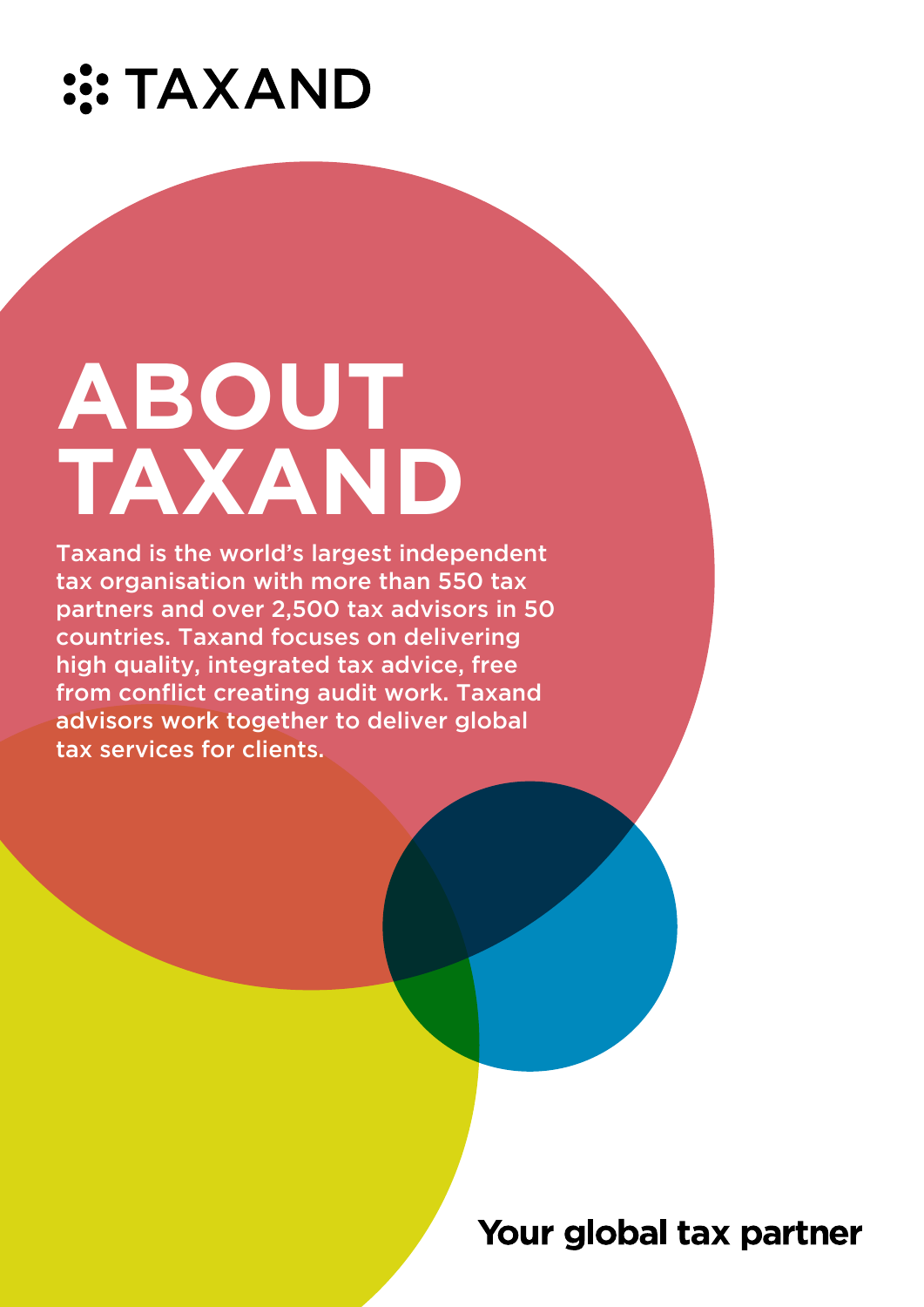:: TAXAND

# ABOUT TAXAND

Taxand is the world's largest independent tax organisation with more than 550 tax partners and over 2,500 tax advisors in 50 countries. Taxand focuses on delivering high quality, integrated tax advice, free from conflict creating audit work. Taxand advisors work together to deliver global tax services for clients.

**Your global tax partner**